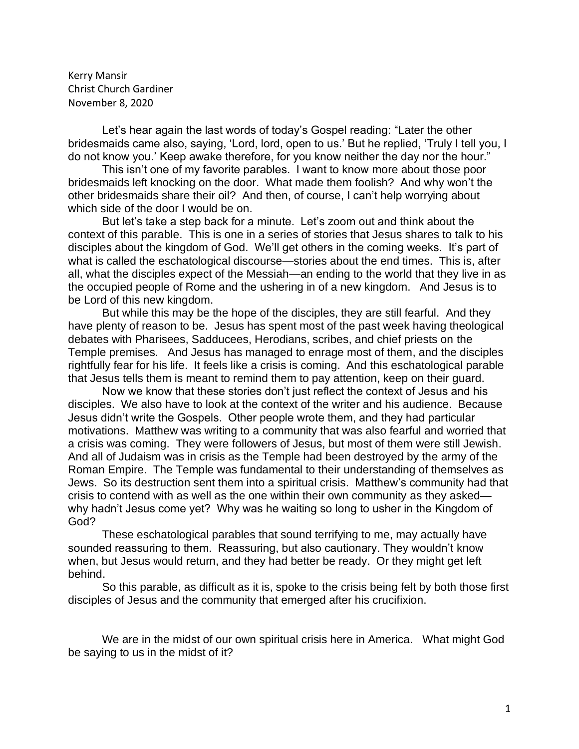Kerry Mansir
Christ Church Gardiner
November 8, 2020

Let's hear again the last words of today's Gospel reading: "Later the other bridesmaids came also, saying, 'Lord, lord, open to us.' But he replied, 'Truly I tell you, I do not know you.' Keep awake therefore, for you know neither the day nor the hour."

This isn't one of my favorite parables. I want to know more about those poor bridesmaids left knocking on the door. What made them foolish? And why won't the other bridesmaids share their oil? And then, of course, I can't help worrying about which side of the door I would be on.

But let's take a step back for a minute. Let's zoom out and think about the context of this parable. This is one in a series of stories that Jesus shares to talk to his disciples about the kingdom of God. We'll get others in the coming weeks. It's part of what is called the eschatological discourse—stories about the end times. This is, after all, what the disciples expect of the Messiah—an ending to the world that they live in as the occupied people of Rome and the ushering in of a new kingdom. And Jesus is to be Lord of this new kingdom.

But while this may be the hope of the disciples, they are still fearful. And they have plenty of reason to be. Jesus has spent most of the past week having theological debates with Pharisees, Sadducees, Herodians, scribes, and chief priests on the Temple premises. And Jesus has managed to enrage most of them, and the disciples rightfully fear for his life. It feels like a crisis is coming. And this eschatological parable that Jesus tells them is meant to remind them to pay attention, keep on their guard.

Now we know that these stories don't just reflect the context of Jesus and his disciples. We also have to look at the context of the writer and his audience. Because Jesus didn't write the Gospels. Other people wrote them, and they had particular motivations. Matthew was writing to a community that was also fearful and worried that a crisis was coming. They were followers of Jesus, but most of them were still Jewish. And all of Judaism was in crisis as the Temple had been destroyed by the army of the Roman Empire. The Temple was fundamental to their understanding of themselves as Jews. So its destruction sent them into a spiritual crisis. Matthew's community had that crisis to contend with as well as the one within their own community as they asked—why hadn't Jesus come yet? Why was he waiting so long to usher in the Kingdom of God?

These eschatological parables that sound terrifying to me, may actually have sounded reassuring to them. Reassuring, but also cautionary. They wouldn't know when, but Jesus would return, and they had better be ready. Or they might get left behind.

So this parable, as difficult as it is, spoke to the crisis being felt by both those first disciples of Jesus and the community that emerged after his crucifixion.

We are in the midst of our own spiritual crisis here in America. What might God be saying to us in the midst of it?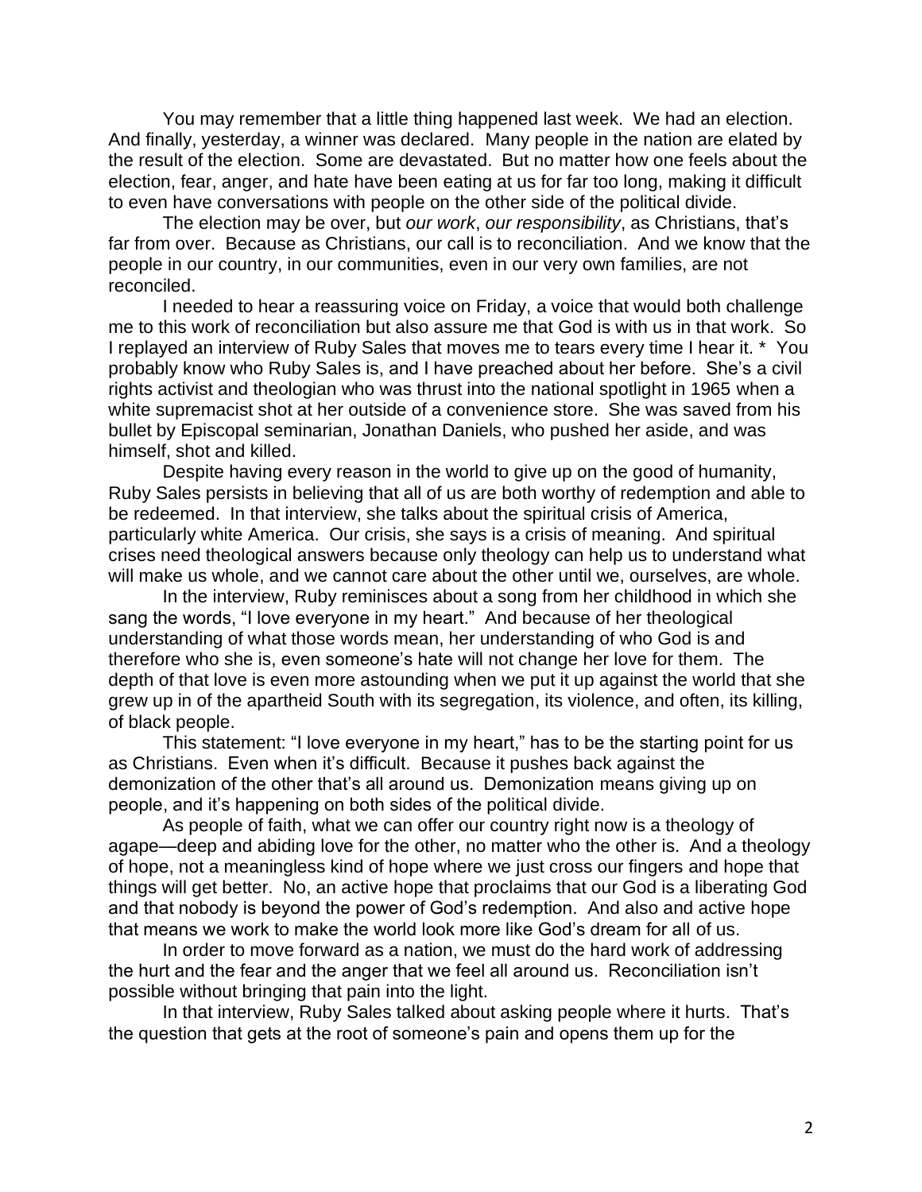You may remember that a little thing happened last week. We had an election. And finally, yesterday, a winner was declared. Many people in the nation are elated by the result of the election. Some are devastated. But no matter how one feels about the election, fear, anger, and hate have been eating at us for far too long, making it difficult to even have conversations with people on the other side of the political divide.

The election may be over, but *our work*, *our responsibility*, as Christians, that's far from over. Because as Christians, our call is to reconciliation. And we know that the people in our country, in our communities, even in our very own families, are not reconciled.

I needed to hear a reassuring voice on Friday, a voice that would both challenge me to this work of reconciliation but also assure me that God is with us in that work. So I replayed an interview of Ruby Sales that moves me to tears every time I hear it. * You probably know who Ruby Sales is, and I have preached about her before. She's a civil rights activist and theologian who was thrust into the national spotlight in 1965 when a white supremacist shot at her outside of a convenience store. She was saved from his bullet by Episcopal seminarian, Jonathan Daniels, who pushed her aside, and was himself, shot and killed.

Despite having every reason in the world to give up on the good of humanity, Ruby Sales persists in believing that all of us are both worthy of redemption and able to be redeemed. In that interview, she talks about the spiritual crisis of America, particularly white America. Our crisis, she says is a crisis of meaning. And spiritual crises need theological answers because only theology can help us to understand what will make us whole, and we cannot care about the other until we, ourselves, are whole.

In the interview, Ruby reminisces about a song from her childhood in which she sang the words, "I love everyone in my heart." And because of her theological understanding of what those words mean, her understanding of who God is and therefore who she is, even someone's hate will not change her love for them. The depth of that love is even more astounding when we put it up against the world that she grew up in of the apartheid South with its segregation, its violence, and often, its killing, of black people.

This statement: "I love everyone in my heart," has to be the starting point for us as Christians. Even when it's difficult. Because it pushes back against the demonization of the other that's all around us. Demonization means giving up on people, and it's happening on both sides of the political divide.

As people of faith, what we can offer our country right now is a theology of agape—deep and abiding love for the other, no matter who the other is. And a theology of hope, not a meaningless kind of hope where we just cross our fingers and hope that things will get better. No, an active hope that proclaims that our God is a liberating God and that nobody is beyond the power of God's redemption. And also and active hope that means we work to make the world look more like God's dream for all of us.

In order to move forward as a nation, we must do the hard work of addressing the hurt and the fear and the anger that we feel all around us. Reconciliation isn't possible without bringing that pain into the light.

In that interview, Ruby Sales talked about asking people where it hurts. That's the question that gets at the root of someone's pain and opens them up for the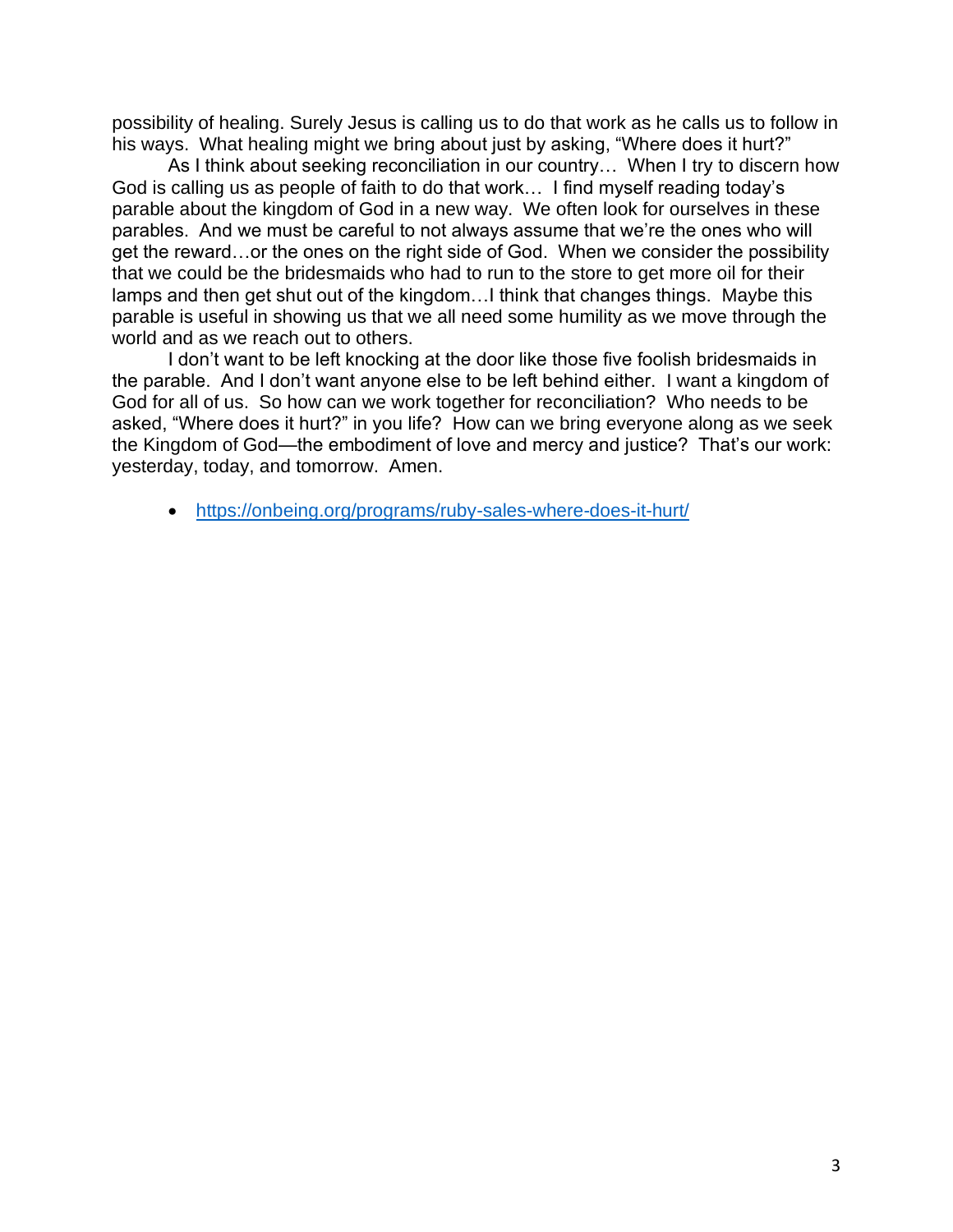possibility of healing. Surely Jesus is calling us to do that work as he calls us to follow in his ways. What healing might we bring about just by asking, "Where does it hurt?"

As I think about seeking reconciliation in our country… When I try to discern how God is calling us as people of faith to do that work… I find myself reading today's parable about the kingdom of God in a new way. We often look for ourselves in these parables. And we must be careful to not always assume that we're the ones who will get the reward…or the ones on the right side of God. When we consider the possibility that we could be the bridesmaids who had to run to the store to get more oil for their lamps and then get shut out of the kingdom…I think that changes things. Maybe this parable is useful in showing us that we all need some humility as we move through the world and as we reach out to others.

I don't want to be left knocking at the door like those five foolish bridesmaids in the parable. And I don't want anyone else to be left behind either. I want a kingdom of God for all of us. So how can we work together for reconciliation? Who needs to be asked, "Where does it hurt?" in you life? How can we bring everyone along as we seek the Kingdom of God—the embodiment of love and mercy and justice? That's our work: yesterday, today, and tomorrow. Amen.

- https://onbeing.org/programs/ruby-sales-where-does-it-hurt/